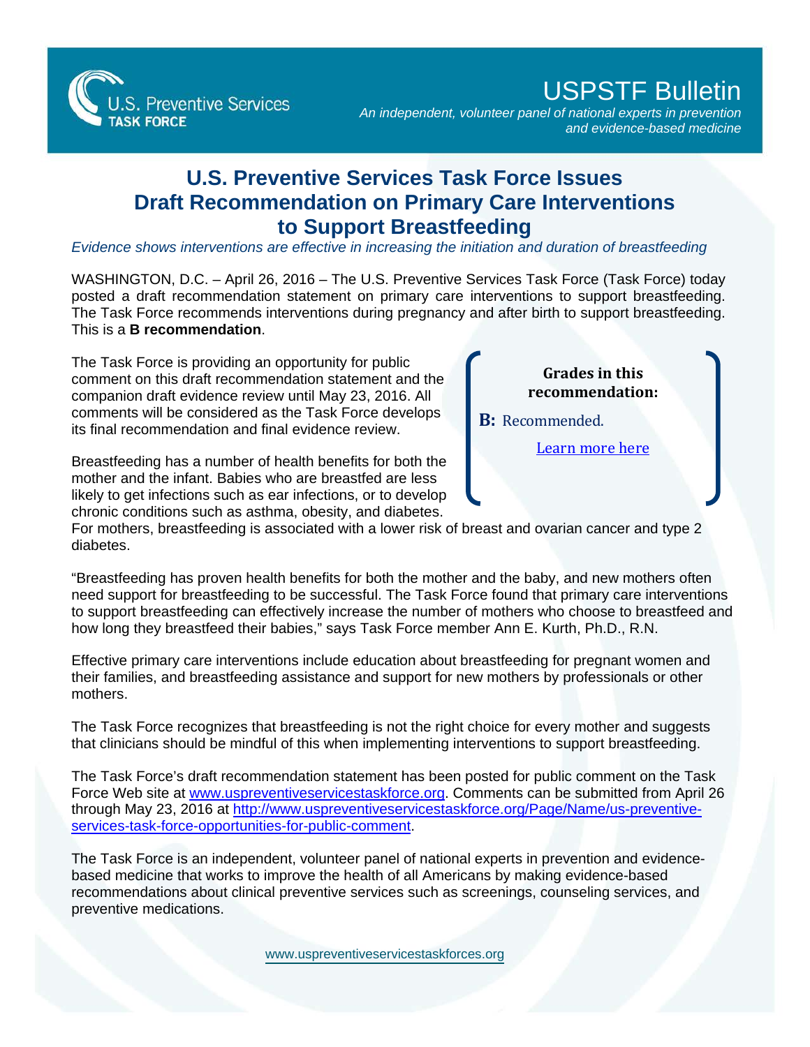U.S. Preventive Services TASK FORCE

# USPSTF Bulletin

*An independent, volunteer panel of national experts in prevention and evidence-based medicine*

## U.S. Preventive Services Task Force Issues Draft Recommendation on Primary Care Interventions to Support Breastfeeding

*Evidence shows interventions are effective in increasing the initiation and duration of breastfeeding*

WASHINGTON, D.C. – April 26, 2016 – The U.S. Preventive Services Task Force (Task Force) today posted a draft recommendation statement on primary care interventions to support breastfeeding. The Task Force recommends interventions during pregnancy and after birth to support breastfeeding. This is a **B recommendation**.

The Task Force is providing an opportunity for public comment on this draft recommendation statement and the companion draft evidence review until May 23, 2016. All comments will be considered as the Task Force develops its final recommendation and final evidence review.

**Grades in this recommendation:**

**B:** Recommended.

Learn more here

Breastfeeding has a number of health benefits for both the mother and the infant. Babies who are breastfed are less likely to get infections such as ear infections, or to develop chronic conditions such as asthma, obesity, and diabetes. For mothers, breastfeeding is associated with a lower risk of breast and ovarian cancer and type 2 diabetes.

"Breastfeeding has proven health benefits for both the mother and the baby, and new mothers often need support for breastfeeding to be successful. The Task Force found that primary care interventions to support breastfeeding can effectively increase the number of mothers who choose to breastfeed and how long they breastfeed their babies," says Task Force member Ann E. Kurth, Ph.D., R.N.

Effective primary care interventions include education about breastfeeding for pregnant women and their families, and breastfeeding assistance and support for new mothers by professionals or other mothers.

The Task Force recognizes that breastfeeding is not the right choice for every mother and suggests that clinicians should be mindful of this when implementing interventions to support breastfeeding.

The Task Force's draft recommendation statement has been posted for public comment on the Task Force Web site at www.uspreventiveservicestaskforce.org. Comments can be submitted from April 26 through May 23, 2016 at http://www.uspreventiveservicestaskforce.org/Page/Name/us-preventive-services-task-force-opportunities-for-public-comment.

The Task Force is an independent, volunteer panel of national experts in prevention and evidence-based medicine that works to improve the health of all Americans by making evidence-based recommendations about clinical preventive services such as screenings, counseling services, and preventive medications.

www.uspreventiveservicestaskforces.org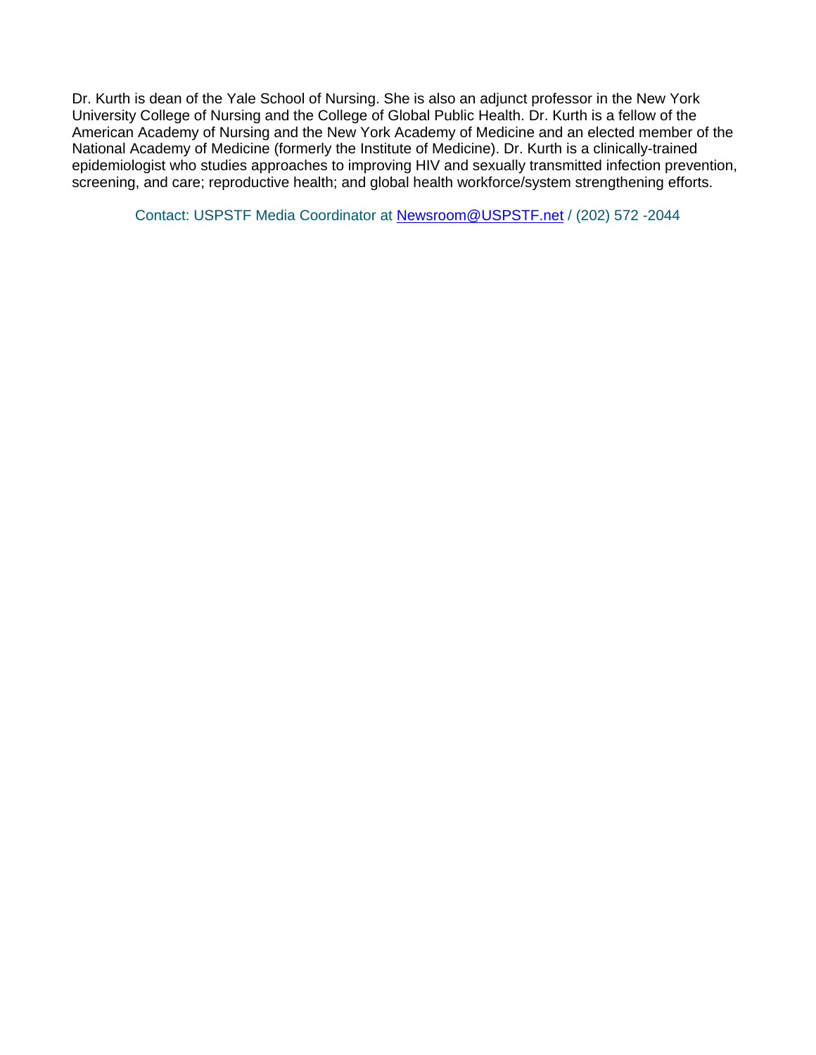Dr. Kurth is dean of the Yale School of Nursing. She is also an adjunct professor in the New York University College of Nursing and the College of Global Public Health. Dr. Kurth is a fellow of the American Academy of Nursing and the New York Academy of Medicine and an elected member of the National Academy of Medicine (formerly the Institute of Medicine). Dr. Kurth is a clinically-trained epidemiologist who studies approaches to improving HIV and sexually transmitted infection prevention, screening, and care; reproductive health; and global health workforce/system strengthening efforts.

Contact: USPSTF Media Coordinator at Newsroom@USPSTF.net / (202) 572 -2044